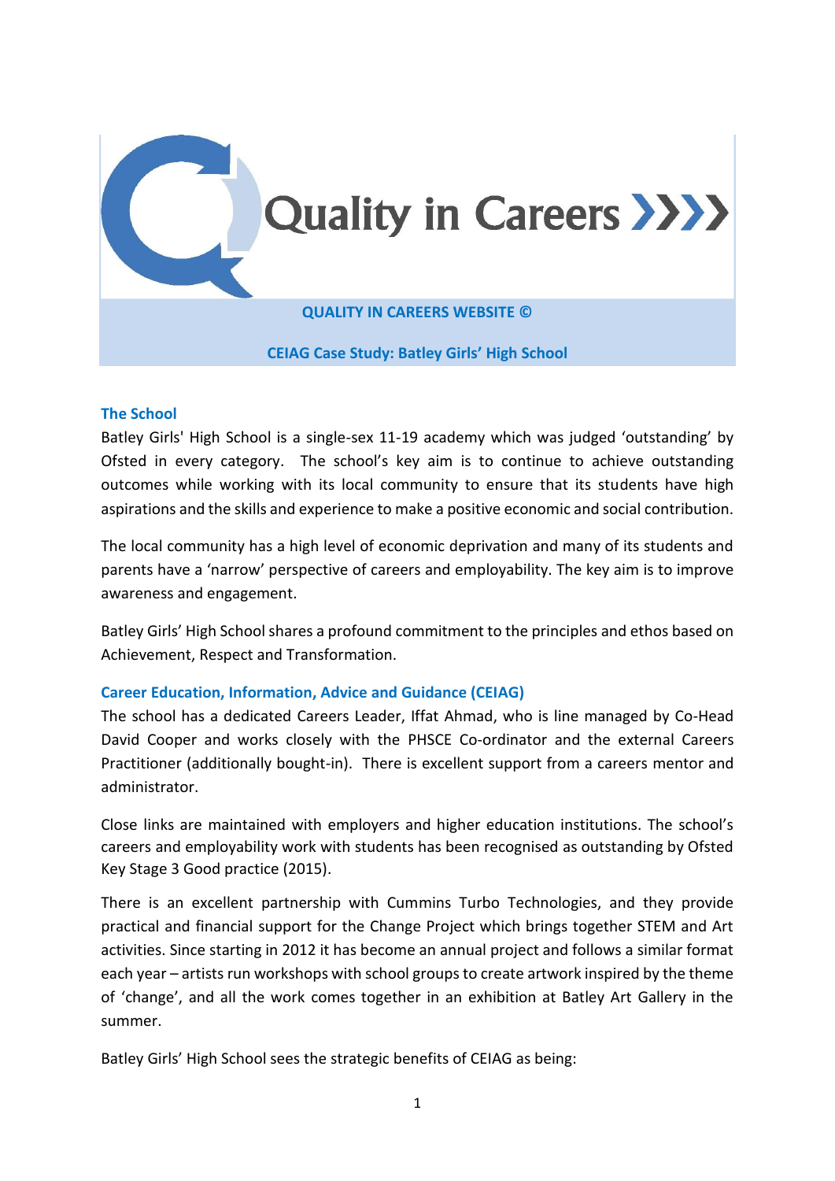# Quality in Careers

**QUALITY IN CAREERS WEBSITE ©**

**CEIAG Case Study: Batley Girls' High School**

## The School

Batley Girls' High School is a single-sex 11-19 academy which was judged 'outstanding' by Ofsted in every category. The school's key aim is to continue to achieve outstanding outcomes while working with its local community to ensure that its students have high aspirations and the skills and experience to make a positive economic and social contribution.

The local community has a high level of economic deprivation and many of its students and parents have a 'narrow' perspective of careers and employability. The key aim is to improve awareness and engagement.

Batley Girls' High School shares a profound commitment to the principles and ethos based on Achievement, Respect and Transformation.

## Career Education, Information, Advice and Guidance (CEIAG)

The school has a dedicated Careers Leader, Iffat Ahmad, who is line managed by Co-Head David Cooper and works closely with the PHSCE Co-ordinator and the external Careers Practitioner (additionally bought-in). There is excellent support from a careers mentor and administrator.

Close links are maintained with employers and higher education institutions. The school's careers and employability work with students has been recognised as outstanding by Ofsted Key Stage 3 Good practice (2015).

There is an excellent partnership with Cummins Turbo Technologies, and they provide practical and financial support for the Change Project which brings together STEM and Art activities. Since starting in 2012 it has become an annual project and follows a similar format each year – artists run workshops with school groups to create artwork inspired by the theme of 'change', and all the work comes together in an exhibition at Batley Art Gallery in the summer.

Batley Girls' High School sees the strategic benefits of CEIAG as being: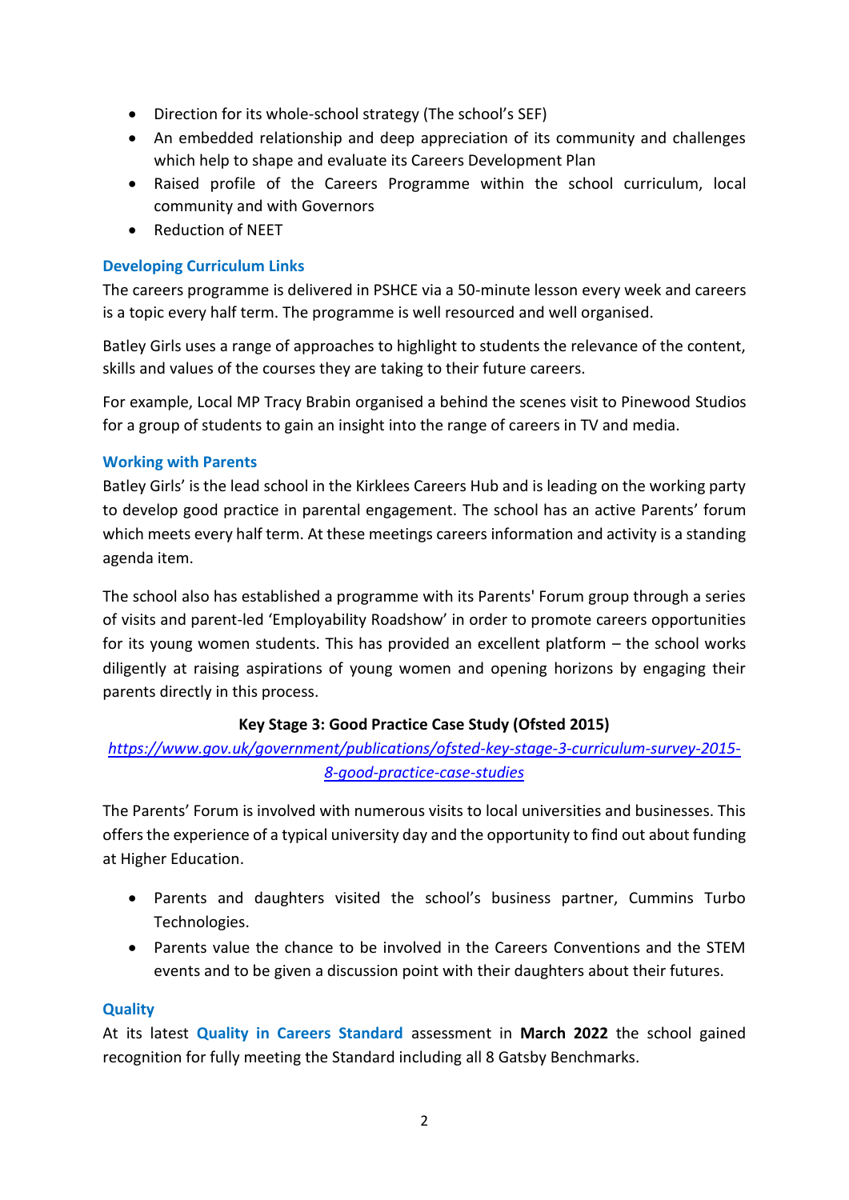- Direction for its whole-school strategy (The school's SEF)
- An embedded relationship and deep appreciation of its community and challenges which help to shape and evaluate its Careers Development Plan
- Raised profile of the Careers Programme within the school curriculum, local community and with Governors
- Reduction of NEET

### Developing Curriculum Links

The careers programme is delivered in PSHCE via a 50-minute lesson every week and careers is a topic every half term. The programme is well resourced and well organised.

Batley Girls uses a range of approaches to highlight to students the relevance of the content, skills and values of the courses they are taking to their future careers.

For example, Local MP Tracy Brabin organised a behind the scenes visit to Pinewood Studios for a group of students to gain an insight into the range of careers in TV and media.

### Working with Parents

Batley Girls' is the lead school in the Kirklees Careers Hub and is leading on the working party to develop good practice in parental engagement. The school has an active Parents' forum which meets every half term. At these meetings careers information and activity is a standing agenda item.

The school also has established a programme with its Parents' Forum group through a series of visits and parent-led 'Employability Roadshow' in order to promote careers opportunities for its young women students. This has provided an excellent platform – the school works diligently at raising aspirations of young women and opening horizons by engaging their parents directly in this process.

**Key Stage 3: Good Practice Case Study (Ofsted 2015)**

[https://www.gov.uk/government/publications/ofsted-key-stage-3-curriculum-survey-2015-8-good-practice-case-studies](https://www.gov.uk/government/publications/ofsted-key-stage-3-curriculum-survey-2015-8-good-practice-case-studies)

The Parents' Forum is involved with numerous visits to local universities and businesses. This offers the experience of a typical university day and the opportunity to find out about funding at Higher Education.

- Parents and daughters visited the school's business partner, Cummins Turbo Technologies.
- Parents value the chance to be involved in the Careers Conventions and the STEM events and to be given a discussion point with their daughters about their futures.

### Quality

At its latest **Quality in Careers Standard** assessment in **March 2022** the school gained recognition for fully meeting the Standard including all 8 Gatsby Benchmarks.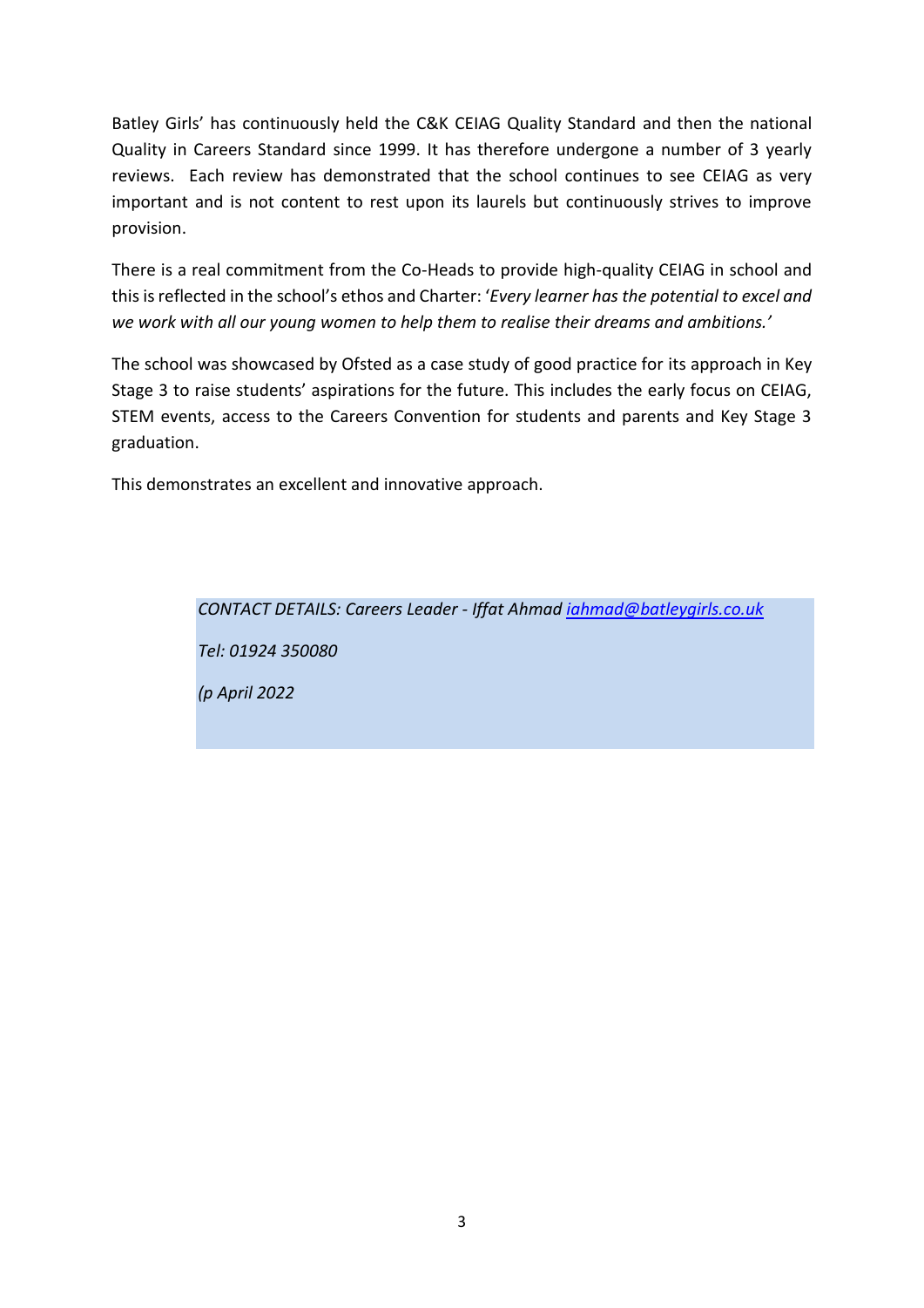Batley Girls' has continuously held the C&K CEIAG Quality Standard and then the national Quality in Careers Standard since 1999. It has therefore undergone a number of 3 yearly reviews. Each review has demonstrated that the school continues to see CEIAG as very important and is not content to rest upon its laurels but continuously strives to improve provision.

There is a real commitment from the Co-Heads to provide high-quality CEIAG in school and this is reflected in the school's ethos and Charter: '*Every learner has the potential to excel and we work with all our young women to help them to realise their dreams and ambitions.'*

The school was showcased by Ofsted as a case study of good practice for its approach in Key Stage 3 to raise students' aspirations for the future. This includes the early focus on CEIAG, STEM events, access to the Careers Convention for students and parents and Key Stage 3 graduation.

This demonstrates an excellent and innovative approach.

*CONTACT DETAILS: Careers Leader - Iffat Ahmad iahmad@batleygirls.co.uk*

*Tel: 01924 350080*

*(p April 2022*